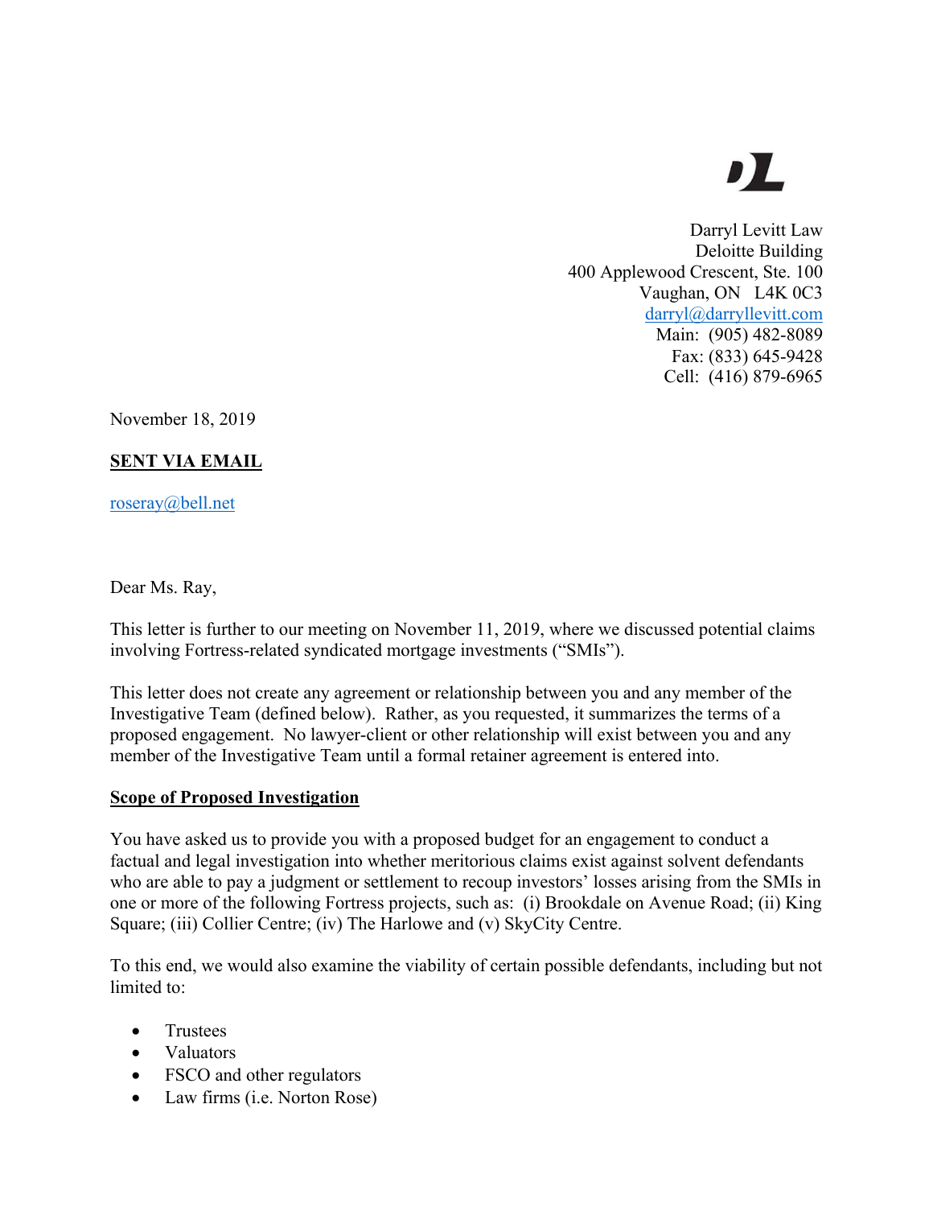Darryl Levitt Law
Deloitte Building
400 Applewood Crescent, Ste. 100
Vaughan, ON L4K 0C3
darryl@darryllevitt.com
Main: (905) 482-8089
Fax: (833) 645-9428
Cell: (416) 879-6965

November 18, 2019

**SENT VIA EMAIL**

roseray@bell.net

Dear Ms. Ray,

This letter is further to our meeting on November 11, 2019, where we discussed potential claims involving Fortress-related syndicated mortgage investments ("SMIs").

This letter does not create any agreement or relationship between you and any member of the Investigative Team (defined below). Rather, as you requested, it summarizes the terms of a proposed engagement. No lawyer-client or other relationship will exist between you and any member of the Investigative Team until a formal retainer agreement is entered into.

**Scope of Proposed Investigation**

You have asked us to provide you with a proposed budget for an engagement to conduct a factual and legal investigation into whether meritorious claims exist against solvent defendants who are able to pay a judgment or settlement to recoup investors' losses arising from the SMIs in one or more of the following Fortress projects, such as: (i) Brookdale on Avenue Road; (ii) King Square; (iii) Collier Centre; (iv) The Harlowe and (v) SkyCity Centre.

To this end, we would also examine the viability of certain possible defendants, including but not limited to:

- Trustees
- Valuators
- FSCO and other regulators
- Law firms (i.e. Norton Rose)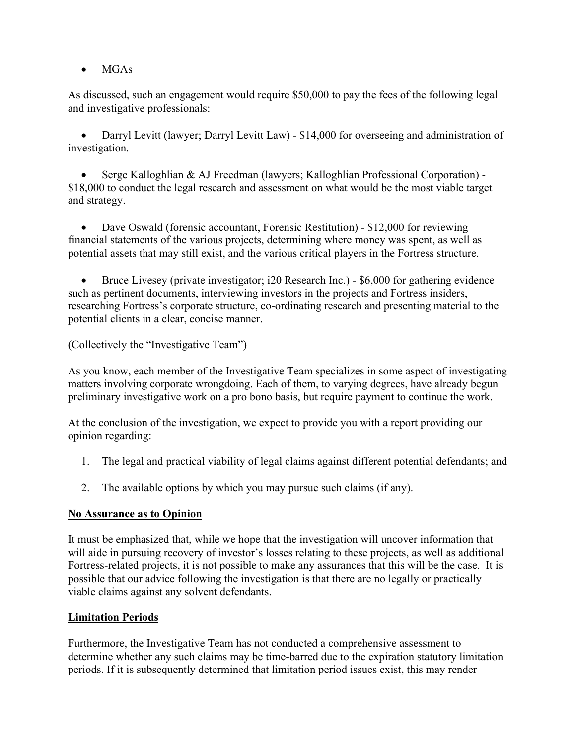- MGAs

As discussed, such an engagement would require $50,000 to pay the fees of the following legal and investigative professionals:

- Darryl Levitt (lawyer; Darryl Levitt Law) - $14,000 for overseeing and administration of investigation.

- Serge Kalloghlian & AJ Freedman (lawyers; Kalloghlian Professional Corporation) - $18,000 to conduct the legal research and assessment on what would be the most viable target and strategy.

- Dave Oswald (forensic accountant, Forensic Restitution) - $12,000 for reviewing financial statements of the various projects, determining where money was spent, as well as potential assets that may still exist, and the various critical players in the Fortress structure.

- Bruce Livesey (private investigator; i20 Research Inc.) - $6,000 for gathering evidence such as pertinent documents, interviewing investors in the projects and Fortress insiders, researching Fortress's corporate structure, co-ordinating research and presenting material to the potential clients in a clear, concise manner.

(Collectively the "Investigative Team")

As you know, each member of the Investigative Team specializes in some aspect of investigating matters involving corporate wrongdoing. Each of them, to varying degrees, have already begun preliminary investigative work on a pro bono basis, but require payment to continue the work.

At the conclusion of the investigation, we expect to provide you with a report providing our opinion regarding:

1. The legal and practical viability of legal claims against different potential defendants; and

2. The available options by which you may pursue such claims (if any).

**<u>No Assurance as to Opinion</u>**

It must be emphasized that, while we hope that the investigation will uncover information that will aide in pursuing recovery of investor's losses relating to these projects, as well as additional Fortress-related projects, it is not possible to make any assurances that this will be the case. It is possible that our advice following the investigation is that there are no legally or practically viable claims against any solvent defendants.

**<u>Limitation Periods</u>**

Furthermore, the Investigative Team has not conducted a comprehensive assessment to determine whether any such claims may be time-barred due to the expiration statutory limitation periods. If it is subsequently determined that limitation period issues exist, this may render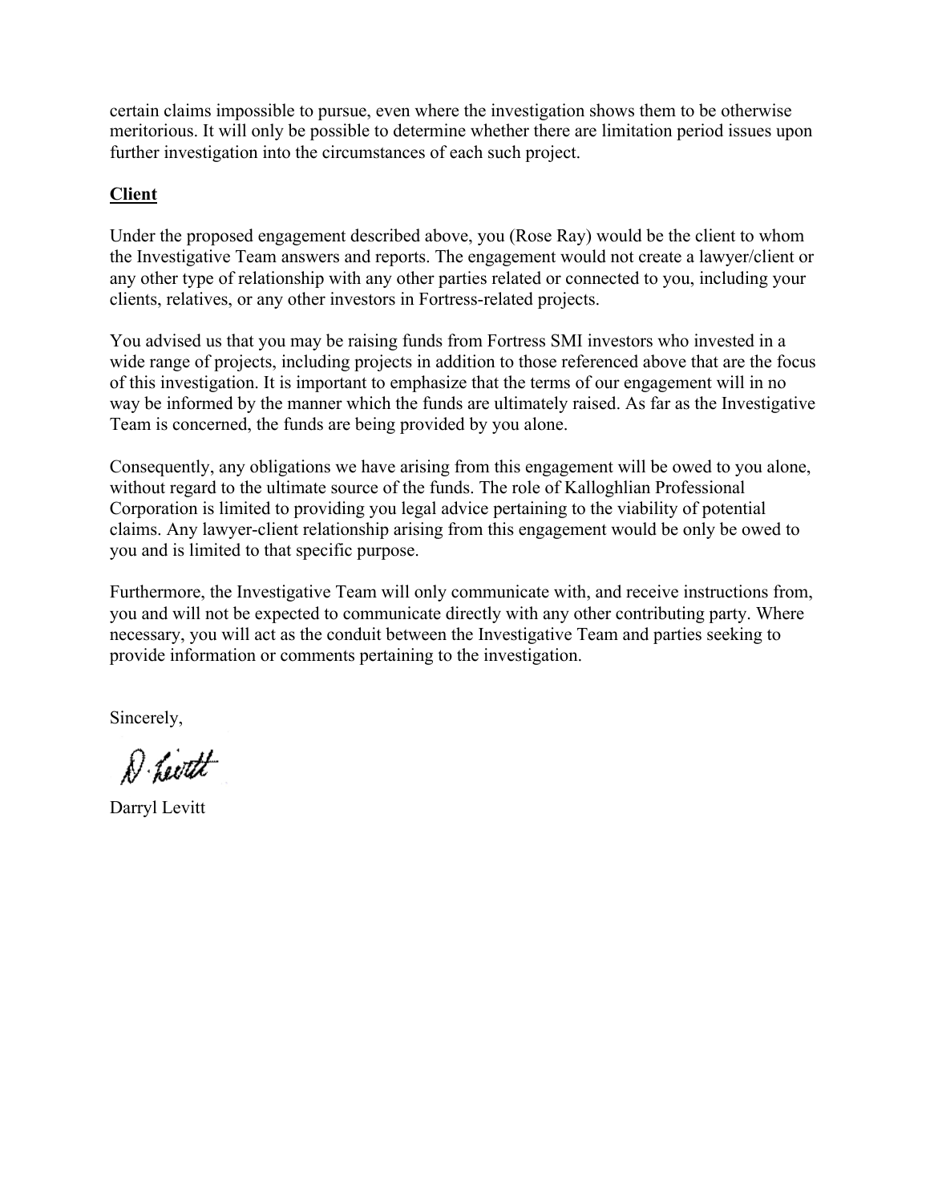certain claims impossible to pursue, even where the investigation shows them to be otherwise meritorious. It will only be possible to determine whether there are limitation period issues upon further investigation into the circumstances of each such project.

## **Client**

Under the proposed engagement described above, you (Rose Ray) would be the client to whom the Investigative Team answers and reports. The engagement would not create a lawyer/client or any other type of relationship with any other parties related or connected to you, including your clients, relatives, or any other investors in Fortress-related projects.

You advised us that you may be raising funds from Fortress SMI investors who invested in a wide range of projects, including projects in addition to those referenced above that are the focus of this investigation. It is important to emphasize that the terms of our engagement will in no way be informed by the manner which the funds are ultimately raised. As far as the Investigative Team is concerned, the funds are being provided by you alone.

Consequently, any obligations we have arising from this engagement will be owed to you alone, without regard to the ultimate source of the funds. The role of Kalloghlian Professional Corporation is limited to providing you legal advice pertaining to the viability of potential claims. Any lawyer-client relationship arising from this engagement would be only be owed to you and is limited to that specific purpose.

Furthermore, the Investigative Team will only communicate with, and receive instructions from, you and will not be expected to communicate directly with any other contributing party. Where necessary, you will act as the conduit between the Investigative Team and parties seeking to provide information or comments pertaining to the investigation.

Sincerely,

D. Levitt

Darryl Levitt